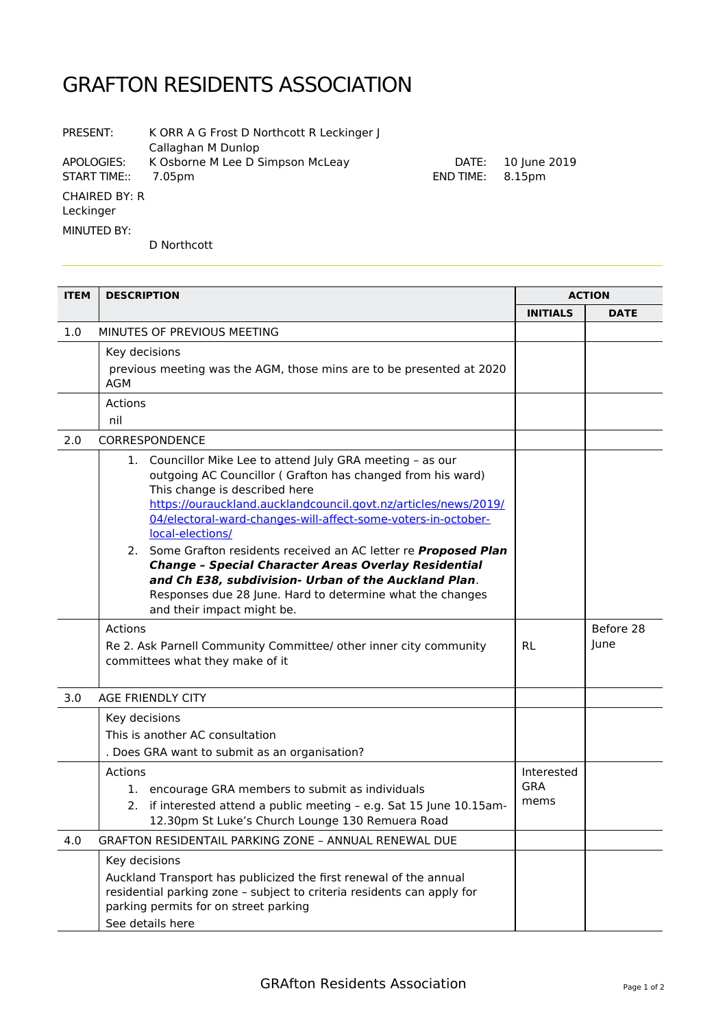# GRAFTON RESIDENTS ASSOCIATION

| | | | |
|---|---|---|---|
| PRESENT: | K ORR A G Frost D Northcott R Leckinger J Callaghan M Dunlop | | |
| APOLOGIES: | K Osborne M Lee D Simpson McLeay | DATE: | 10 June 2019 |
| START TIME:: | 7.05pm | END TIME: | 8.15pm |
| CHAIRED BY: R Leckinger | | | |
| MINUTED BY: | D Northcott | | |

---

| ITEM | DESCRIPTION | ACTION | |
|---|---|---|---|
| | | **INITIALS** | **DATE** |
| 1.0 | MINUTES OF PREVIOUS MEETING | | |
| | Key decisions<br>previous meeting was the AGM, those mins are to be presented at 2020 AGM | | |
| | Actions<br>nil | | |
| 2.0 | CORRESPONDENCE | | |
| | 1. Councillor Mike Lee to attend July GRA meeting – as our outgoing AC Councillor ( Grafton has changed from his ward) This change is described here [https://ourauckland.aucklandcouncil.govt.nz/articles/news/2019/04/electoral-ward-changes-will-affect-some-voters-in-october-local-elections/](https://ourauckland.aucklandcouncil.govt.nz/articles/news/2019/04/electoral-ward-changes-will-affect-some-voters-in-october-local-elections/)<br>2. Some Grafton residents received an AC letter re ***Proposed Plan Change – Special Character Areas Overlay Residential and Ch E38, subdivision- Urban of the Auckland Plan***. Responses due 28 June. Hard to determine what the changes and their impact might be. | | |
| | Actions<br>Re 2. Ask Parnell Community Committee/ other inner city community committees what they make of it | RL | Before 28 June |
| 3.0 | AGE FRIENDLY CITY | | |
| | Key decisions<br>This is another AC consultation<br>. Does GRA want to submit as an organisation? | | |
| | Actions<br>1. encourage GRA members to submit as individuals<br>2. if interested attend a public meeting – e.g. Sat 15 June 10.15am-12.30pm St Luke's Church Lounge 130 Remuera Road | Interested GRA mems | |
| 4.0 | GRAFTON RESIDENTAIL PARKING ZONE – ANNUAL RENEWAL DUE | | |
| | Key decisions<br>Auckland Transport has publicized the first renewal of the annual residential parking zone – subject to criteria residents can apply for parking permits for on street parking<br>See details here | | |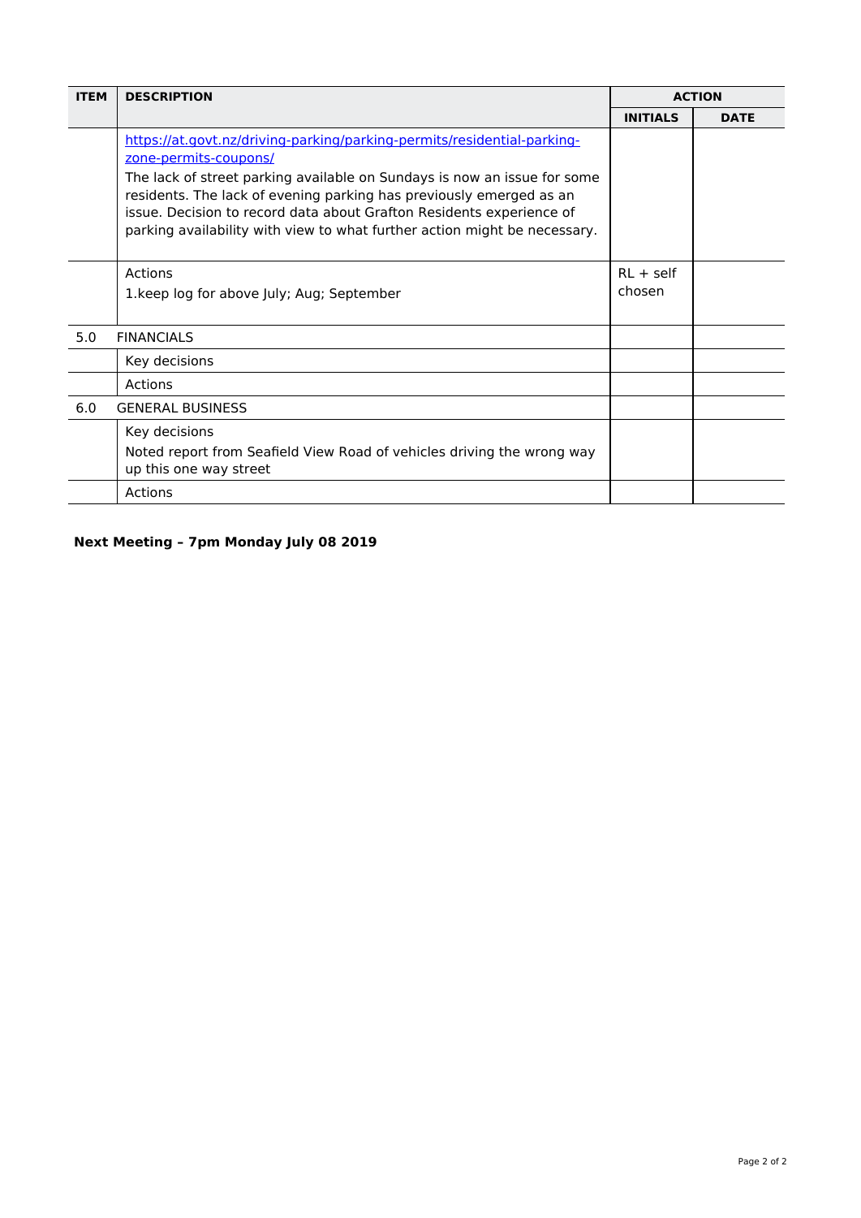| ITEM | DESCRIPTION | ACTION | |
|---|---|---|---|
| | | INITIALS | DATE |
| | https://at.govt.nz/driving-parking/parking-permits/residential-parking-zone-permits-coupons/<br>The lack of street parking available on Sundays is now an issue for some residents. The lack of evening parking has previously emerged as an issue. Decision to record data about Grafton Residents experience of parking availability with view to what further action might be necessary. | | |
| | Actions<br>1.keep log for above July; Aug; September | RL + self chosen | |
| 5.0 | FINANCIALS | | |
| | Key decisions | | |
| | Actions | | |
| 6.0 | GENERAL BUSINESS | | |
| | Key decisions<br>Noted report from Seafield View Road of vehicles driving the wrong way up this one way street | | |
| | Actions | | |

**Next Meeting – 7pm Monday July 08 2019**